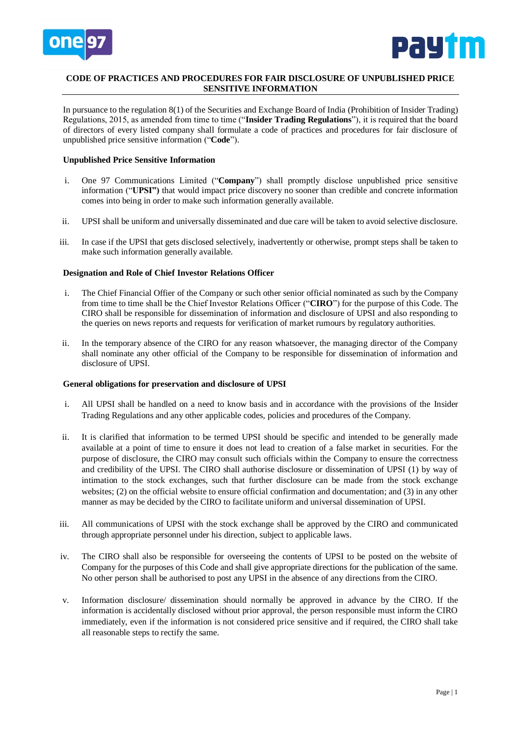# CODE OF PRACTICES AND PROCEDURES FOR FAIR DISCLOSURE OF UNPUBLISHED PRICE SENSITIVE INFORMATION

In pursuance to the regulation 8(1) of the Securities and Exchange Board of India (Prohibition of Insider Trading) Regulations, 2015, as amended from time to time ("**Insider Trading Regulations**"), it is required that the board of directors of every listed company shall formulate a code of practices and procedures for fair disclosure of unpublished price sensitive information ("**Code**").

## Unpublished Price Sensitive Information

i. One 97 Communications Limited ("**Company**") shall promptly disclose unpublished price sensitive information ("**UPSI")** that would impact price discovery no sooner than credible and concrete information comes into being in order to make such information generally available.

ii. UPSI shall be uniform and universally disseminated and due care will be taken to avoid selective disclosure.

iii. In case if the UPSI that gets disclosed selectively, inadvertently or otherwise, prompt steps shall be taken to make such information generally available.

## Designation and Role of Chief Investor Relations Officer

i. The Chief Financial Officer of the Company or such other senior official nominated as such by the Company from time to time shall be the Chief Investor Relations Officer ("**CIRO**") for the purpose of this Code. The CIRO shall be responsible for dissemination of information and disclosure of UPSI and also responding to the queries on news reports and requests for verification of market rumours by regulatory authorities.

ii. In the temporary absence of the CIRO for any reason whatsoever, the managing director of the Company shall nominate any other official of the Company to be responsible for dissemination of information and disclosure of UPSI.

## General obligations for preservation and disclosure of UPSI

i. All UPSI shall be handled on a need to know basis and in accordance with the provisions of the Insider Trading Regulations and any other applicable codes, policies and procedures of the Company.

ii. It is clarified that information to be termed UPSI should be specific and intended to be generally made available at a point of time to ensure it does not lead to creation of a false market in securities. For the purpose of disclosure, the CIRO may consult such officials within the Company to ensure the correctness and credibility of the UPSI. The CIRO shall authorise disclosure or dissemination of UPSI (1) by way of intimation to the stock exchanges, such that further disclosure can be made from the stock exchange websites; (2) on the official website to ensure official confirmation and documentation; and (3) in any other manner as may be decided by the CIRO to facilitate uniform and universal dissemination of UPSI.

iii. All communications of UPSI with the stock exchange shall be approved by the CIRO and communicated through appropriate personnel under his direction, subject to applicable laws.

iv. The CIRO shall also be responsible for overseeing the contents of UPSI to be posted on the website of Company for the purposes of this Code and shall give appropriate directions for the publication of the same. No other person shall be authorised to post any UPSI in the absence of any directions from the CIRO.

v. Information disclosure/ dissemination should normally be approved in advance by the CIRO. If the information is accidentally disclosed without prior approval, the person responsible must inform the CIRO immediately, even if the information is not considered price sensitive and if required, the CIRO shall take all reasonable steps to rectify the same.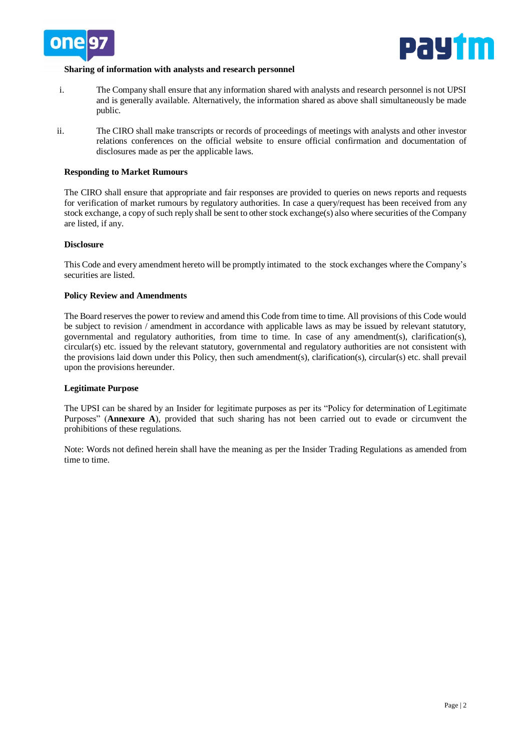**Sharing of information with analysts and research personnel**

i. The Company shall ensure that any information shared with analysts and research personnel is not UPSI and is generally available. Alternatively, the information shared as above shall simultaneously be made public.

ii. The CIRO shall make transcripts or records of proceedings of meetings with analysts and other investor relations conferences on the official website to ensure official confirmation and documentation of disclosures made as per the applicable laws.

**Responding to Market Rumours**

The CIRO shall ensure that appropriate and fair responses are provided to queries on news reports and requests for verification of market rumours by regulatory authorities. In case a query/request has been received from any stock exchange, a copy of such reply shall be sent to other stock exchange(s) also where securities of the Company are listed, if any.

**Disclosure**

This Code and every amendment hereto will be promptly intimated to the stock exchanges where the Company's securities are listed.

**Policy Review and Amendments**

The Board reserves the power to review and amend this Code from time to time. All provisions of this Code would be subject to revision / amendment in accordance with applicable laws as may be issued by relevant statutory, governmental and regulatory authorities, from time to time. In case of any amendment(s), clarification(s), circular(s) etc. issued by the relevant statutory, governmental and regulatory authorities are not consistent with the provisions laid down under this Policy, then such amendment(s), clarification(s), circular(s) etc. shall prevail upon the provisions hereunder.

**Legitimate Purpose**

The UPSI can be shared by an Insider for legitimate purposes as per its "Policy for determination of Legitimate Purposes" (**Annexure A**), provided that such sharing has not been carried out to evade or circumvent the prohibitions of these regulations.

Note: Words not defined herein shall have the meaning as per the Insider Trading Regulations as amended from time to time.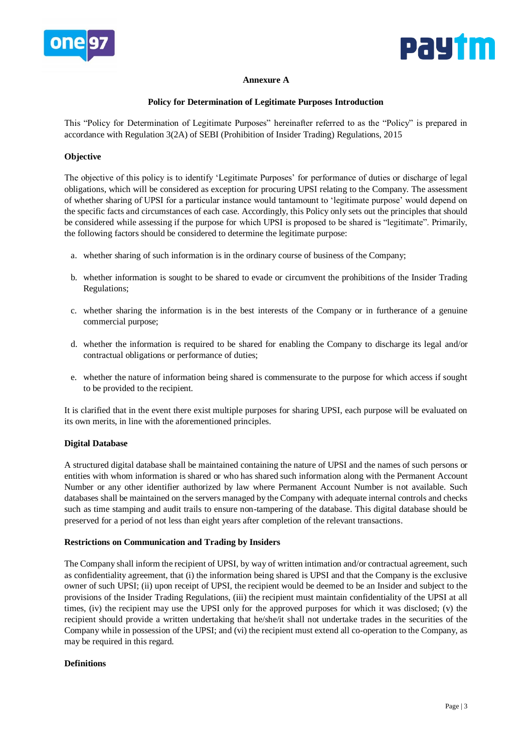## Annexure A

### Policy for Determination of Legitimate Purposes Introduction

This "Policy for Determination of Legitimate Purposes" hereinafter referred to as the "Policy" is prepared in accordance with Regulation 3(2A) of SEBI (Prohibition of Insider Trading) Regulations, 2015

**Objective**

The objective of this policy is to identify 'Legitimate Purposes' for performance of duties or discharge of legal obligations, which will be considered as exception for procuring UPSI relating to the Company. The assessment of whether sharing of UPSI for a particular instance would tantamount to 'legitimate purpose' would depend on the specific facts and circumstances of each case. Accordingly, this Policy only sets out the principles that should be considered while assessing if the purpose for which UPSI is proposed to be shared is "legitimate". Primarily, the following factors should be considered to determine the legitimate purpose:

a. whether sharing of such information is in the ordinary course of business of the Company;

b. whether information is sought to be shared to evade or circumvent the prohibitions of the Insider Trading Regulations;

c. whether sharing the information is in the best interests of the Company or in furtherance of a genuine commercial purpose;

d. whether the information is required to be shared for enabling the Company to discharge its legal and/or contractual obligations or performance of duties;

e. whether the nature of information being shared is commensurate to the purpose for which access if sought to be provided to the recipient.

It is clarified that in the event there exist multiple purposes for sharing UPSI, each purpose will be evaluated on its own merits, in line with the aforementioned principles.

**Digital Database**

A structured digital database shall be maintained containing the nature of UPSI and the names of such persons or entities with whom information is shared or who has shared such information along with the Permanent Account Number or any other identifier authorized by law where Permanent Account Number is not available. Such databases shall be maintained on the servers managed by the Company with adequate internal controls and checks such as time stamping and audit trails to ensure non-tampering of the database. This digital database should be preserved for a period of not less than eight years after completion of the relevant transactions.

**Restrictions on Communication and Trading by Insiders**

The Company shall inform the recipient of UPSI, by way of written intimation and/or contractual agreement, such as confidentiality agreement, that (i) the information being shared is UPSI and that the Company is the exclusive owner of such UPSI; (ii) upon receipt of UPSI, the recipient would be deemed to be an Insider and subject to the provisions of the Insider Trading Regulations, (iii) the recipient must maintain confidentiality of the UPSI at all times, (iv) the recipient may use the UPSI only for the approved purposes for which it was disclosed; (v) the recipient should provide a written undertaking that he/she/it shall not undertake trades in the securities of the Company while in possession of the UPSI; and (vi) the recipient must extend all co-operation to the Company, as may be required in this regard.

**Definitions**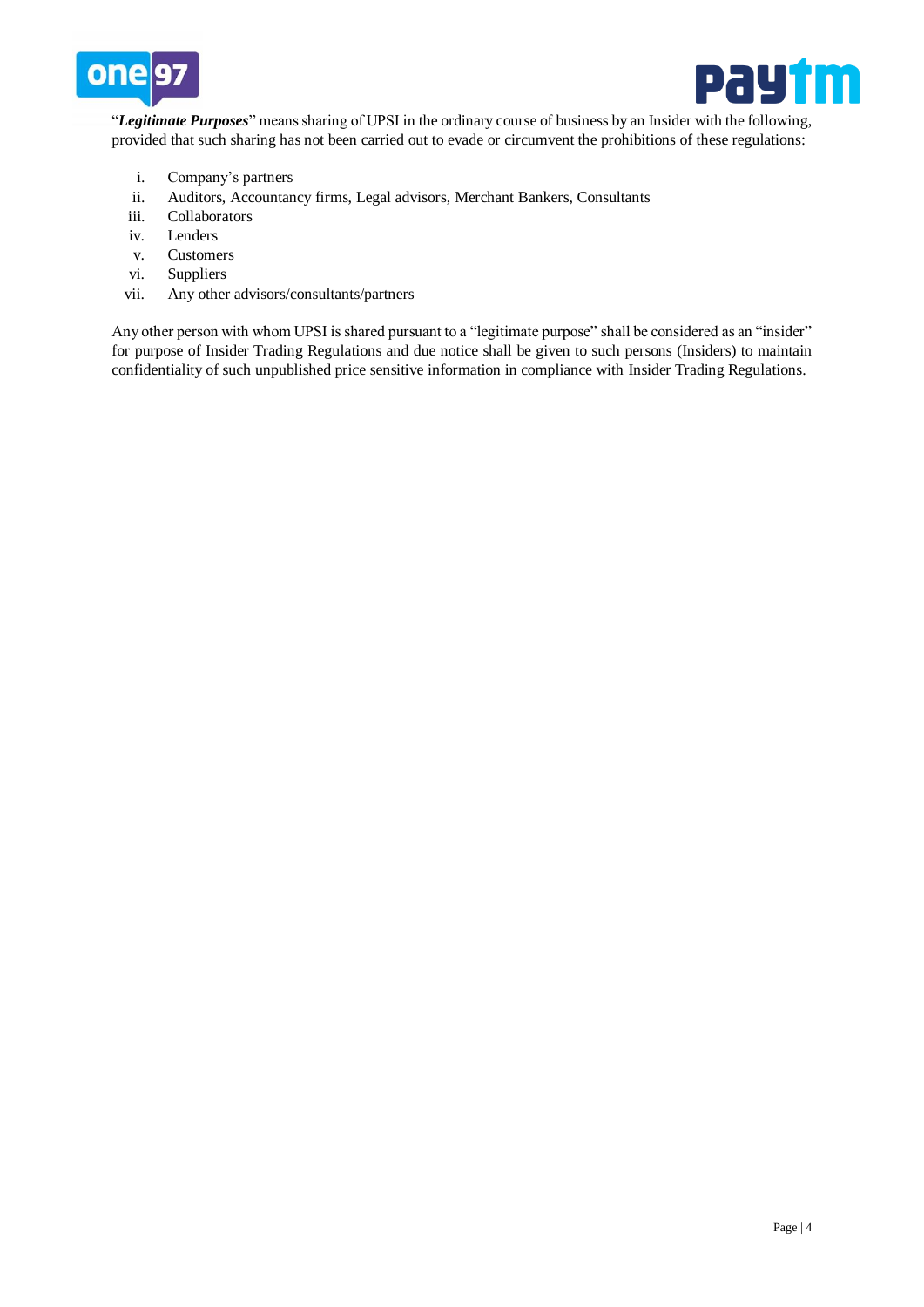"***Legitimate Purposes***" means sharing of UPSI in the ordinary course of business by an Insider with the following, provided that such sharing has not been carried out to evade or circumvent the prohibitions of these regulations:

i. Company's partners
ii. Auditors, Accountancy firms, Legal advisors, Merchant Bankers, Consultants
iii. Collaborators
iv. Lenders
v. Customers
vi. Suppliers
vii. Any other advisors/consultants/partners

Any other person with whom UPSI is shared pursuant to a "legitimate purpose" shall be considered as an "insider" for purpose of Insider Trading Regulations and due notice shall be given to such persons (Insiders) to maintain confidentiality of such unpublished price sensitive information in compliance with Insider Trading Regulations.